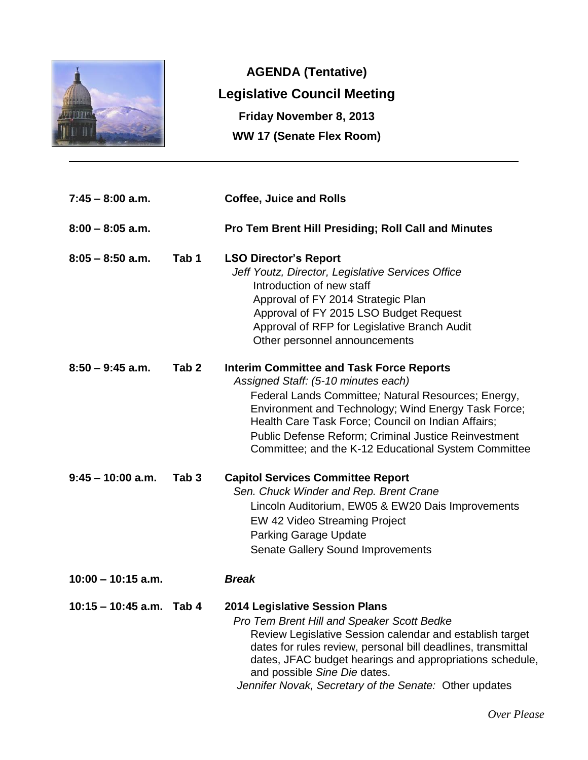# AGENDA (Tentative)

## Legislative Council Meeting

**Friday November 8, 2013**

**WW 17 (Senate Flex Room)**

---

| Time | Tab | Item |
|---|---|---|
| **7:45 – 8:00 a.m.** | | **Coffee, Juice and Rolls** |
| **8:00 – 8:05 a.m.** | | **Pro Tem Brent Hill Presiding; Roll Call and Minutes** |
| **8:05 – 8:50 a.m.** | **Tab 1** | **LSO Director's Report**<br>*Jeff Youtz, Director, Legislative Services Office*<br>Introduction of new staff<br>Approval of FY 2014 Strategic Plan<br>Approval of FY 2015 LSO Budget Request<br>Approval of RFP for Legislative Branch Audit<br>Other personnel announcements |
| **8:50 – 9:45 a.m.** | **Tab 2** | **Interim Committee and Task Force Reports**<br>*Assigned Staff: (5-10 minutes each)*<br>Federal Lands Committee*;* Natural Resources; Energy, Environment and Technology; Wind Energy Task Force; Health Care Task Force; Council on Indian Affairs; Public Defense Reform; Criminal Justice Reinvestment Committee; and the K-12 Educational System Committee |
| **9:45 – 10:00 a.m.** | **Tab 3** | **Capitol Services Committee Report**<br>*Sen. Chuck Winder and Rep. Brent Crane*<br>Lincoln Auditorium, EW05 & EW20 Dais Improvements<br>EW 42 Video Streaming Project<br>Parking Garage Update<br>Senate Gallery Sound Improvements |
| **10:00 – 10:15 a.m.** | | ***Break*** |
| **10:15 – 10:45 a.m.** | **Tab 4** | **2014 Legislative Session Plans**<br>*Pro Tem Brent Hill and Speaker Scott Bedke*<br>Review Legislative Session calendar and establish target dates for rules review, personal bill deadlines, transmittal dates, JFAC budget hearings and appropriations schedule, and possible *Sine Die* dates.<br>*Jennifer Novak, Secretary of the Senate:* Other updates |

*Over Please*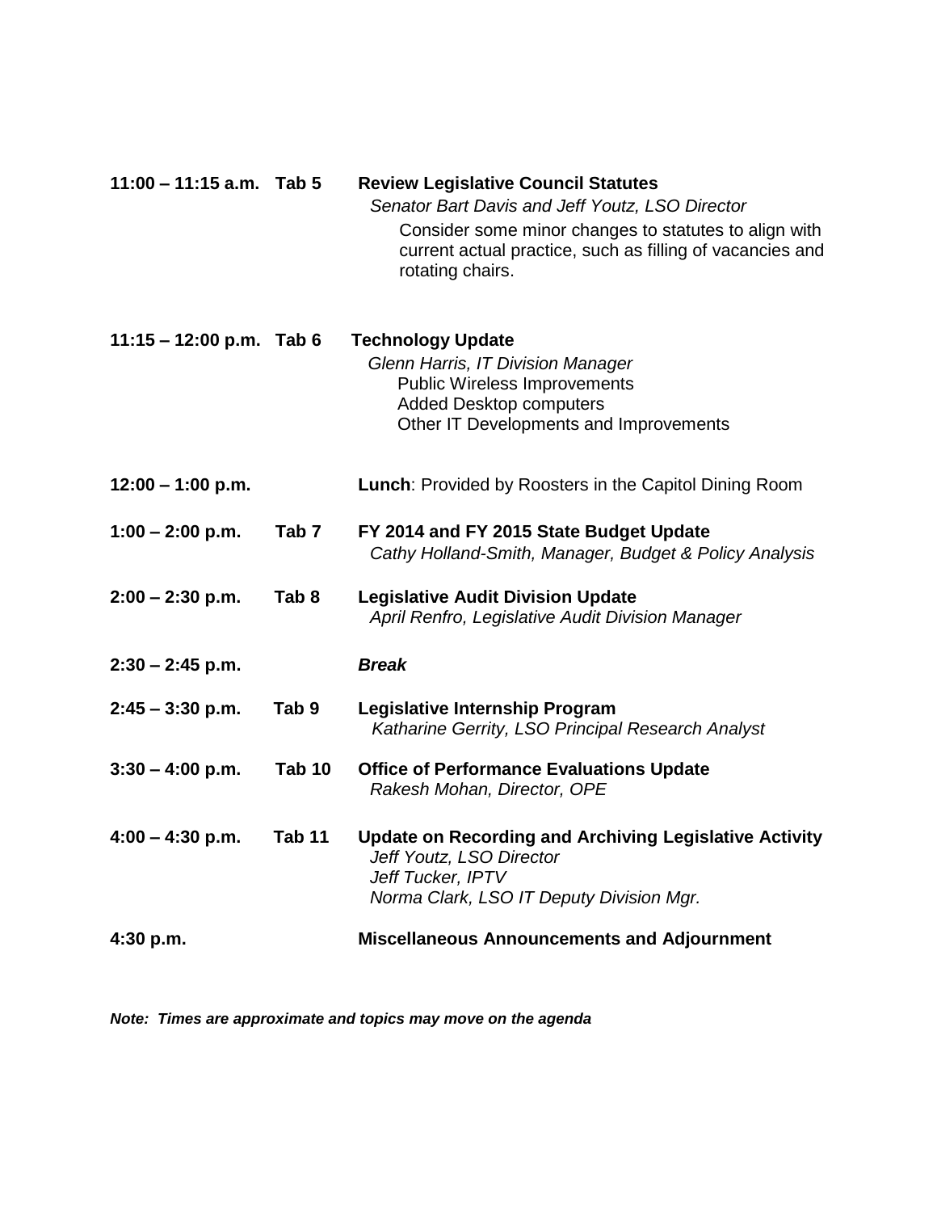| | | |
|---|---|---|
| **11:00 – 11:15 a.m.** | **Tab 5** | **Review Legislative Council Statutes**<br>*Senator Bart Davis and Jeff Youtz, LSO Director*<br>Consider some minor changes to statutes to align with current actual practice, such as filling of vacancies and rotating chairs. |
| **11:15 – 12:00 p.m.** | **Tab 6** | **Technology Update**<br>*Glenn Harris, IT Division Manager*<br>Public Wireless Improvements<br>Added Desktop computers<br>Other IT Developments and Improvements |
| **12:00 – 1:00 p.m.** | | **Lunch**: Provided by Roosters in the Capitol Dining Room |
| **1:00 – 2:00 p.m.** | **Tab 7** | **FY 2014 and FY 2015 State Budget Update**<br>*Cathy Holland-Smith, Manager, Budget & Policy Analysis* |
| **2:00 – 2:30 p.m.** | **Tab 8** | **Legislative Audit Division Update**<br>*April Renfro, Legislative Audit Division Manager* |
| **2:30 – 2:45 p.m.** | | ***Break*** |
| **2:45 – 3:30 p.m.** | **Tab 9** | **Legislative Internship Program**<br>*Katharine Gerrity, LSO Principal Research Analyst* |
| **3:30 – 4:00 p.m.** | **Tab 10** | **Office of Performance Evaluations Update**<br>*Rakesh Mohan, Director, OPE* |
| **4:00 – 4:30 p.m.** | **Tab 11** | **Update on Recording and Archiving Legislative Activity**<br>*Jeff Youtz, LSO Director*<br>*Jeff Tucker, IPTV*<br>*Norma Clark, LSO IT Deputy Division Mgr.* |
| **4:30 p.m.** | | **Miscellaneous Announcements and Adjournment** |

***Note: Times are approximate and topics may move on the agenda***